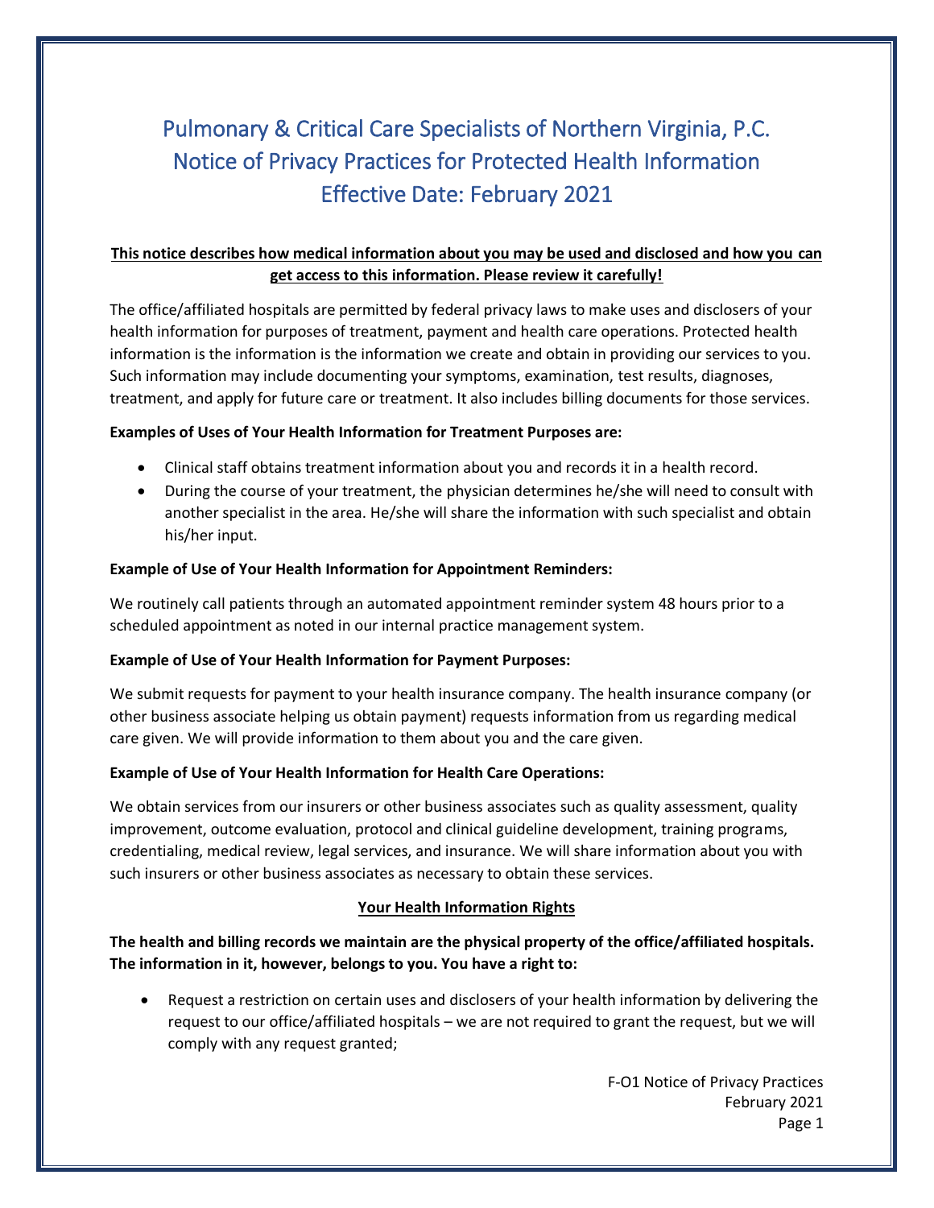# Pulmonary & Critical Care Specialists of Northern Virginia, P.C.
# Notice of Privacy Practices for Protected Health Information
# Effective Date: February 2021

**This notice describes how medical information about you may be used and disclosed and how you can get access to this information. Please review it carefully!**

The office/affiliated hospitals are permitted by federal privacy laws to make uses and disclosers of your health information for purposes of treatment, payment and health care operations. Protected health information is the information is the information we create and obtain in providing our services to you. Such information may include documenting your symptoms, examination, test results, diagnoses, treatment, and apply for future care or treatment. It also includes billing documents for those services.

**Examples of Uses of Your Health Information for Treatment Purposes are:**

- Clinical staff obtains treatment information about you and records it in a health record.
- During the course of your treatment, the physician determines he/she will need to consult with another specialist in the area. He/she will share the information with such specialist and obtain his/her input.

**Example of Use of Your Health Information for Appointment Reminders:**

We routinely call patients through an automated appointment reminder system 48 hours prior to a scheduled appointment as noted in our internal practice management system.

**Example of Use of Your Health Information for Payment Purposes:**

We submit requests for payment to your health insurance company. The health insurance company (or other business associate helping us obtain payment) requests information from us regarding medical care given. We will provide information to them about you and the care given.

**Example of Use of Your Health Information for Health Care Operations:**

We obtain services from our insurers or other business associates such as quality assessment, quality improvement, outcome evaluation, protocol and clinical guideline development, training programs, credentialing, medical review, legal services, and insurance. We will share information about you with such insurers or other business associates as necessary to obtain these services.

## Your Health Information Rights

**The health and billing records we maintain are the physical property of the office/affiliated hospitals. The information in it, however, belongs to you. You have a right to:**

- Request a restriction on certain uses and disclosers of your health information by delivering the request to our office/affiliated hospitals – we are not required to grant the request, but we will comply with any request granted;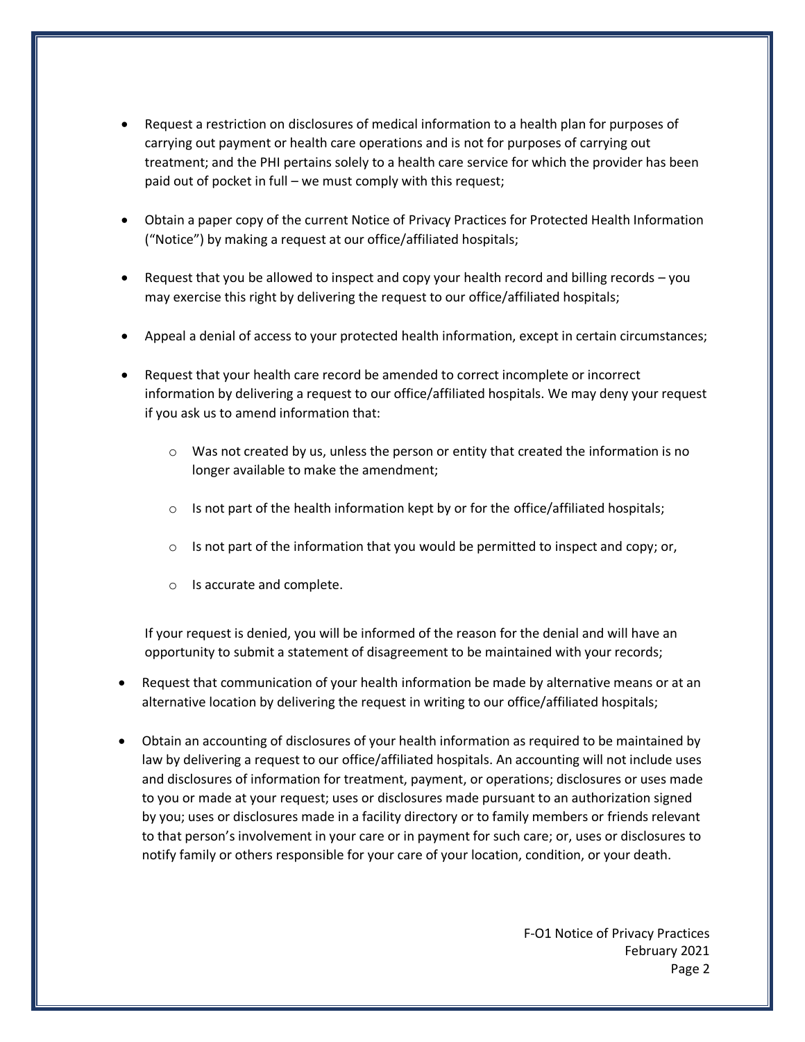- Request a restriction on disclosures of medical information to a health plan for purposes of carrying out payment or health care operations and is not for purposes of carrying out treatment; and the PHI pertains solely to a health care service for which the provider has been paid out of pocket in full – we must comply with this request;

- Obtain a paper copy of the current Notice of Privacy Practices for Protected Health Information ("Notice") by making a request at our office/affiliated hospitals;

- Request that you be allowed to inspect and copy your health record and billing records – you may exercise this right by delivering the request to our office/affiliated hospitals;

- Appeal a denial of access to your protected health information, except in certain circumstances;

- Request that your health care record be amended to correct incomplete or incorrect information by delivering a request to our office/affiliated hospitals. We may deny your request if you ask us to amend information that:

    - Was not created by us, unless the person or entity that created the information is no longer available to make the amendment;

    - Is not part of the health information kept by or for the office/affiliated hospitals;

    - Is not part of the information that you would be permitted to inspect and copy; or,

    - Is accurate and complete.

  If your request is denied, you will be informed of the reason for the denial and will have an opportunity to submit a statement of disagreement to be maintained with your records;

- Request that communication of your health information be made by alternative means or at an alternative location by delivering the request in writing to our office/affiliated hospitals;

- Obtain an accounting of disclosures of your health information as required to be maintained by law by delivering a request to our office/affiliated hospitals. An accounting will not include uses and disclosures of information for treatment, payment, or operations; disclosures or uses made to you or made at your request; uses or disclosures made pursuant to an authorization signed by you; uses or disclosures made in a facility directory or to family members or friends relevant to that person's involvement in your care or in payment for such care; or, uses or disclosures to notify family or others responsible for your care of your location, condition, or your death.

F-O1 Notice of Privacy Practices
February 2021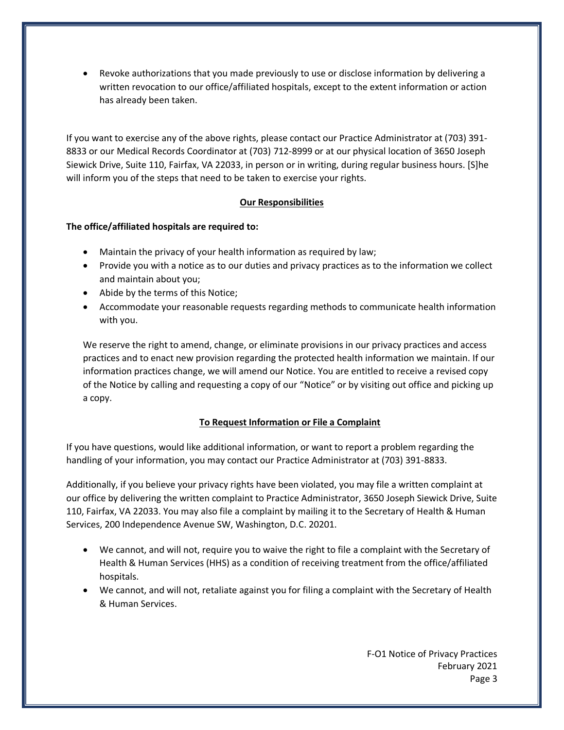- Revoke authorizations that you made previously to use or disclose information by delivering a written revocation to our office/affiliated hospitals, except to the extent information or action has already been taken.

If you want to exercise any of the above rights, please contact our Practice Administrator at (703) 391-8833 or our Medical Records Coordinator at (703) 712-8999 or at our physical location of 3650 Joseph Siewick Drive, Suite 110, Fairfax, VA 22033, in person or in writing, during regular business hours. [S]he will inform you of the steps that need to be taken to exercise your rights.

## Our Responsibilities

**The office/affiliated hospitals are required to:**

- Maintain the privacy of your health information as required by law;
- Provide you with a notice as to our duties and privacy practices as to the information we collect and maintain about you;
- Abide by the terms of this Notice;
- Accommodate your reasonable requests regarding methods to communicate health information with you.

We reserve the right to amend, change, or eliminate provisions in our privacy practices and access practices and to enact new provision regarding the protected health information we maintain. If our information practices change, we will amend our Notice. You are entitled to receive a revised copy of the Notice by calling and requesting a copy of our "Notice" or by visiting out office and picking up a copy.

## To Request Information or File a Complaint

If you have questions, would like additional information, or want to report a problem regarding the handling of your information, you may contact our Practice Administrator at (703) 391-8833.

Additionally, if you believe your privacy rights have been violated, you may file a written complaint at our office by delivering the written complaint to Practice Administrator, 3650 Joseph Siewick Drive, Suite 110, Fairfax, VA 22033. You may also file a complaint by mailing it to the Secretary of Health & Human Services, 200 Independence Avenue SW, Washington, D.C. 20201.

- We cannot, and will not, require you to waive the right to file a complaint with the Secretary of Health & Human Services (HHS) as a condition of receiving treatment from the office/affiliated hospitals.
- We cannot, and will not, retaliate against you for filing a complaint with the Secretary of Health & Human Services.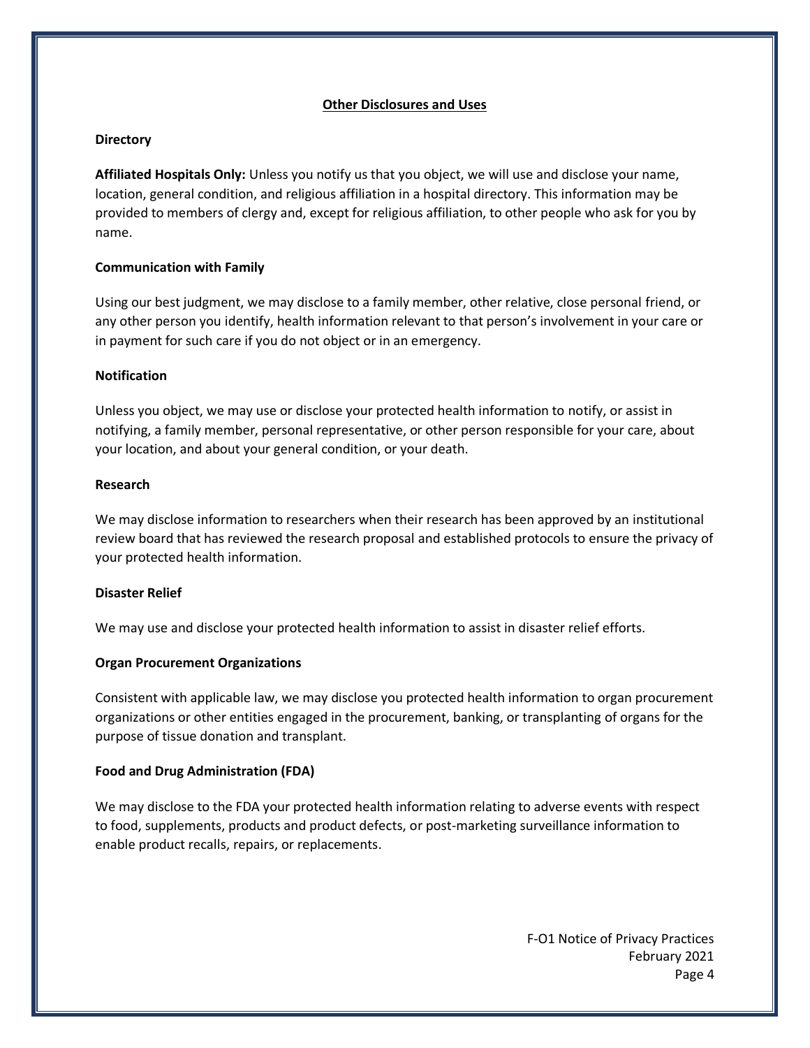## Other Disclosures and Uses

**Directory**

**Affiliated Hospitals Only:** Unless you notify us that you object, we will use and disclose your name, location, general condition, and religious affiliation in a hospital directory. This information may be provided to members of clergy and, except for religious affiliation, to other people who ask for you by name.

**Communication with Family**

Using our best judgment, we may disclose to a family member, other relative, close personal friend, or any other person you identify, health information relevant to that person's involvement in your care or in payment for such care if you do not object or in an emergency.

**Notification**

Unless you object, we may use or disclose your protected health information to notify, or assist in notifying, a family member, personal representative, or other person responsible for your care, about your location, and about your general condition, or your death.

**Research**

We may disclose information to researchers when their research has been approved by an institutional review board that has reviewed the research proposal and established protocols to ensure the privacy of your protected health information.

**Disaster Relief**

We may use and disclose your protected health information to assist in disaster relief efforts.

**Organ Procurement Organizations**

Consistent with applicable law, we may disclose you protected health information to organ procurement organizations or other entities engaged in the procurement, banking, or transplanting of organs for the purpose of tissue donation and transplant.

**Food and Drug Administration (FDA)**

We may disclose to the FDA your protected health information relating to adverse events with respect to food, supplements, products and product defects, or post-marketing surveillance information to enable product recalls, repairs, or replacements.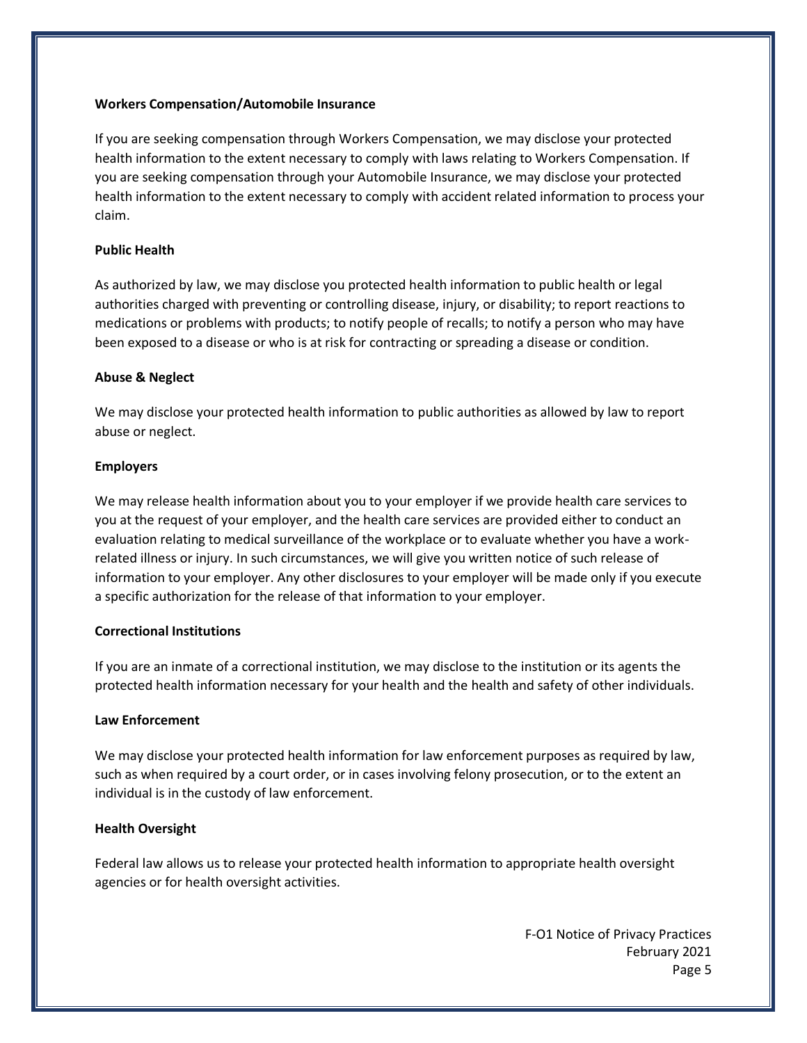**Workers Compensation/Automobile Insurance**

If you are seeking compensation through Workers Compensation, we may disclose your protected health information to the extent necessary to comply with laws relating to Workers Compensation. If you are seeking compensation through your Automobile Insurance, we may disclose your protected health information to the extent necessary to comply with accident related information to process your claim.

**Public Health**

As authorized by law, we may disclose you protected health information to public health or legal authorities charged with preventing or controlling disease, injury, or disability; to report reactions to medications or problems with products; to notify people of recalls; to notify a person who may have been exposed to a disease or who is at risk for contracting or spreading a disease or condition.

**Abuse & Neglect**

We may disclose your protected health information to public authorities as allowed by law to report abuse or neglect.

**Employers**

We may release health information about you to your employer if we provide health care services to you at the request of your employer, and the health care services are provided either to conduct an evaluation relating to medical surveillance of the workplace or to evaluate whether you have a work-related illness or injury. In such circumstances, we will give you written notice of such release of information to your employer. Any other disclosures to your employer will be made only if you execute a specific authorization for the release of that information to your employer.

**Correctional Institutions**

If you are an inmate of a correctional institution, we may disclose to the institution or its agents the protected health information necessary for your health and the health and safety of other individuals.

**Law Enforcement**

We may disclose your protected health information for law enforcement purposes as required by law, such as when required by a court order, or in cases involving felony prosecution, or to the extent an individual is in the custody of law enforcement.

**Health Oversight**

Federal law allows us to release your protected health information to appropriate health oversight agencies or for health oversight activities.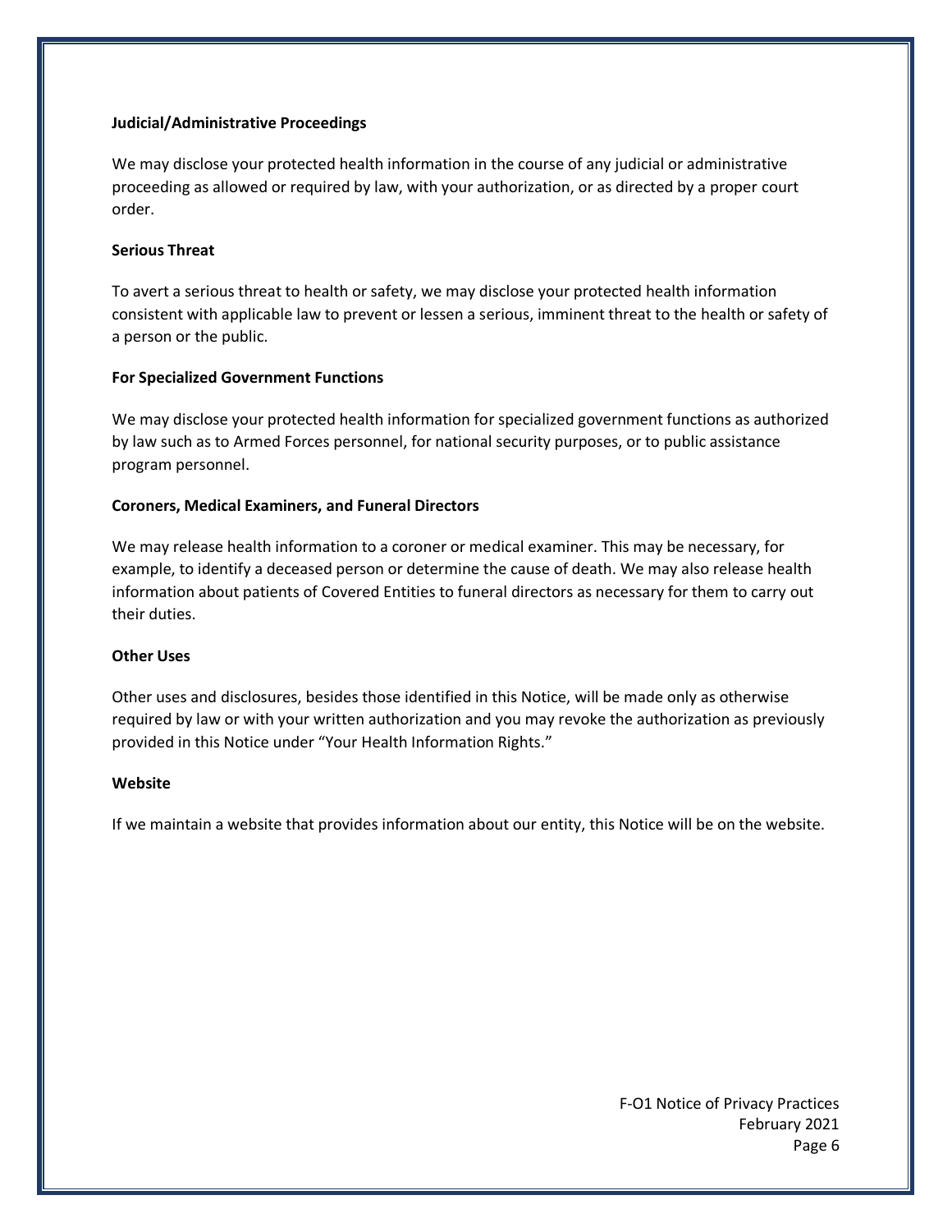**Judicial/Administrative Proceedings**

We may disclose your protected health information in the course of any judicial or administrative proceeding as allowed or required by law, with your authorization, or as directed by a proper court order.

**Serious Threat**

To avert a serious threat to health or safety, we may disclose your protected health information consistent with applicable law to prevent or lessen a serious, imminent threat to the health or safety of a person or the public.

**For Specialized Government Functions**

We may disclose your protected health information for specialized government functions as authorized by law such as to Armed Forces personnel, for national security purposes, or to public assistance program personnel.

**Coroners, Medical Examiners, and Funeral Directors**

We may release health information to a coroner or medical examiner. This may be necessary, for example, to identify a deceased person or determine the cause of death. We may also release health information about patients of Covered Entities to funeral directors as necessary for them to carry out their duties.

**Other Uses**

Other uses and disclosures, besides those identified in this Notice, will be made only as otherwise required by law or with your written authorization and you may revoke the authorization as previously provided in this Notice under "Your Health Information Rights."

**Website**

If we maintain a website that provides information about our entity, this Notice will be on the website.